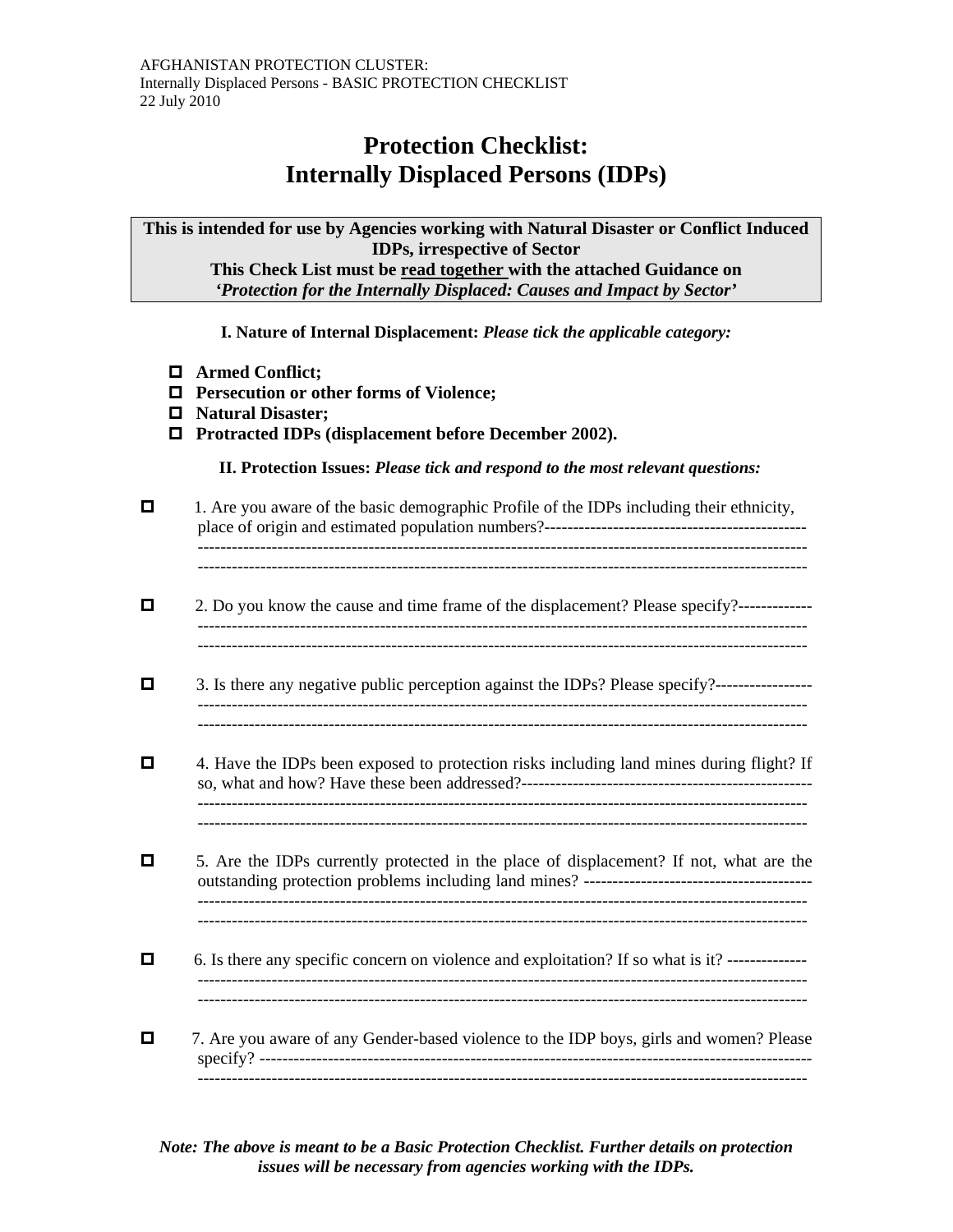AFGHANISTAN PROTECTION CLUSTER:
Internally Displaced Persons - BASIC PROTECTION CHECKLIST
22 July 2010

# Protection Checklist: Internally Displaced Persons (IDPs)

**This is intended for use by Agencies working with Natural Disaster or Conflict Induced IDPs, irrespective of Sector**
**This Check List must be read together with the attached Guidance on *'Protection for the Internally Displaced: Causes and Impact by Sector'***

### I. Nature of Internal Displacement: *Please tick the applicable category:*

- ☐ **Armed Conflict;**
- ☐ **Persecution or other forms of Violence;**
- ☐ **Natural Disaster;**
- ☐ **Protracted IDPs (displacement before December 2002).**

### II. Protection Issues: *Please tick and respond to the most relevant questions:*

☐ 1. Are you aware of the basic demographic Profile of the IDPs including their ethnicity, place of origin and estimated population numbers?----------------------------------------------
------------------------------------------------------------------------------------------------------------
------------------------------------------------------------------------------------------------------------

☐ 2. Do you know the cause and time frame of the displacement? Please specify?-------------
------------------------------------------------------------------------------------------------------------
------------------------------------------------------------------------------------------------------------

☐ 3. Is there any negative public perception against the IDPs? Please specify?-----------------
------------------------------------------------------------------------------------------------------------
------------------------------------------------------------------------------------------------------------

☐ 4. Have the IDPs been exposed to protection risks including land mines during flight? If so, what and how? Have these been addressed?---------------------------------------------------
------------------------------------------------------------------------------------------------------------
------------------------------------------------------------------------------------------------------------

☐ 5. Are the IDPs currently protected in the place of displacement? If not, what are the outstanding protection problems including land mines? ----------------------------------------
------------------------------------------------------------------------------------------------------------
------------------------------------------------------------------------------------------------------------

☐ 6. Is there any specific concern on violence and exploitation? If so what is it? -------------
------------------------------------------------------------------------------------------------------------
------------------------------------------------------------------------------------------------------------

☐ 7. Are you aware of any Gender-based violence to the IDP boys, girls and women? Please specify? ---------------------------------------------------------------------------------------------
------------------------------------------------------------------------------------------------------------

***Note: The above is meant to be a Basic Protection Checklist. Further details on protection issues will be necessary from agencies working with the IDPs.***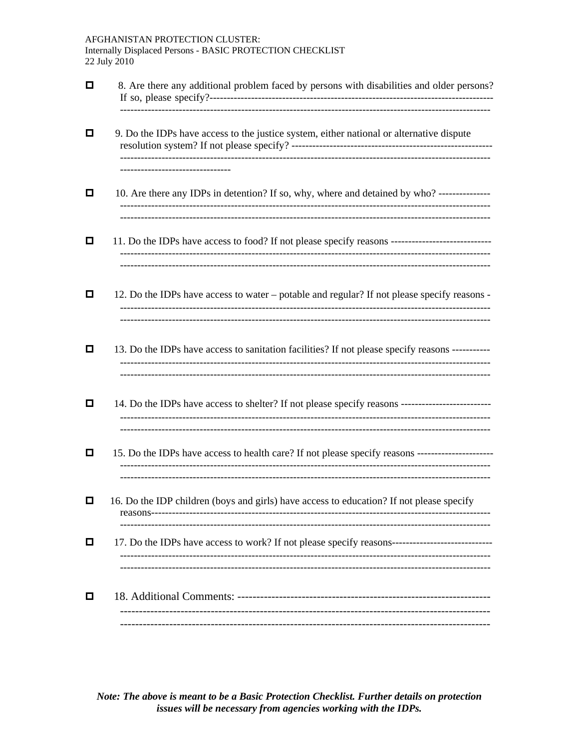- ☐ 8. Are there any additional problem faced by persons with disabilities and older persons? If so, please specify?----------------------------------------------------------------------------------------------------------------------------------------------------------------------

- ☐ 9. Do the IDPs have access to the justice system, either national or alternative dispute resolution system? If not please specify? -----------------------------------------------------------------------------------------------------------------------------------------------------------------------------------------

- ☐ 10. Are there any IDPs in detention? If so, why, where and detained by who? -------------------------------------------------------------------------------------------------------------------------------------------------------------------------------------------------------

- ☐ 11. Do the IDPs have access to food? If not please specify reasons -----------------------------------------------------------------------------------------------------------------------------------------------------------------------------------------------------------

- ☐ 12. Do the IDPs have access to water – potable and regular? If not please specify reasons -----------------------------------------------------------------------------------------------------------------------------------------------------------------------------------------------------------

- ☐ 13. Do the IDPs have access to sanitation facilities? If not please specify reasons ---------------------------------------------------------------------------------------------------------------------------------------------------------------------------------------------------------------

- ☐ 14. Do the IDPs have access to shelter? If not please specify reasons -----------------------------------------------------------------------------------------------------------------------------------------------------------------------------------------------------------

- ☐ 15. Do the IDPs have access to health care? If not please specify reasons -------------------------------------------------------------------------------------------------------------------------------------------------------------------------------------------------------

- ☐ 16. Do the IDP children (boys and girls) have access to education? If not please specify reasons------------------------------------------------------------------------------------------------------------------------------------------------------------------------------------------------------

- ☐ 17. Do the IDPs have access to work? If not please specify reasons-------------------------------------------------------------------------------------------------------------------------------------------------------------------------------------------------------------

- ☐ 18. Additional Comments: -------------------------------------------------------------------------------------------------------------------------------------------------------------------------------------------------------------------------------------------

***Note: The above is meant to be a Basic Protection Checklist. Further details on protection issues will be necessary from agencies working with the IDPs.***